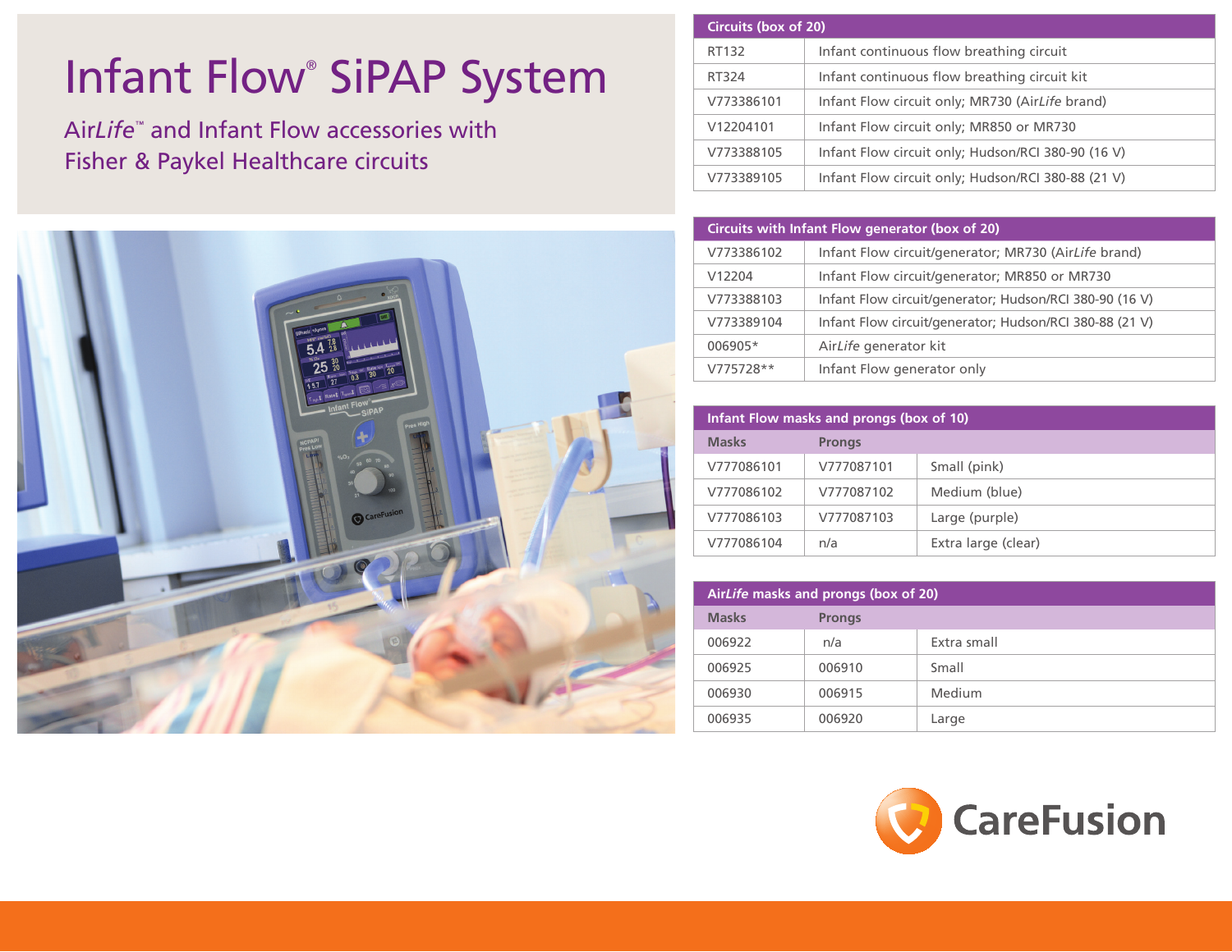# Infant Flow® SiPAP System

## Air*Life*™ and Infant Flow accessories with Fisher & Paykel Healthcare circuits

| Circuits (box of 20) | |
|---|---|
| RT132 | Infant continuous flow breathing circuit |
| RT324 | Infant continuous flow breathing circuit kit |
| V773386101 | Infant Flow circuit only; MR730 (Air*Life* brand) |
| V12204101 | Infant Flow circuit only; MR850 or MR730 |
| V773388105 | Infant Flow circuit only; Hudson/RCI 380-90 (16 V) |
| V773389105 | Infant Flow circuit only; Hudson/RCI 380-88 (21 V) |

| Circuits with Infant Flow generator (box of 20) | |
|---|---|
| V773386102 | Infant Flow circuit/generator; MR730 (Air*Life* brand) |
| V12204 | Infant Flow circuit/generator; MR850 or MR730 |
| V773388103 | Infant Flow circuit/generator; Hudson/RCI 380-90 (16 V) |
| V773389104 | Infant Flow circuit/generator; Hudson/RCI 380-88 (21 V) |
| 006905* | Air*Life* generator kit |
| V775728** | Infant Flow generator only |

| Infant Flow masks and prongs (box of 10) | | |
|---|---|---|
| **Masks** | **Prongs** | |
| V777086101 | V777087101 | Small (pink) |
| V777086102 | V777087102 | Medium (blue) |
| V777086103 | V777087103 | Large (purple) |
| V777086104 | n/a | Extra large (clear) |

| Air*Life* masks and prongs (box of 20) | | |
|---|---|---|
| **Masks** | **Prongs** | |
| 006922 | n/a | Extra small |
| 006925 | 006910 | Small |
| 006930 | 006915 | Medium |
| 006935 | 006920 | Large |

CareFusion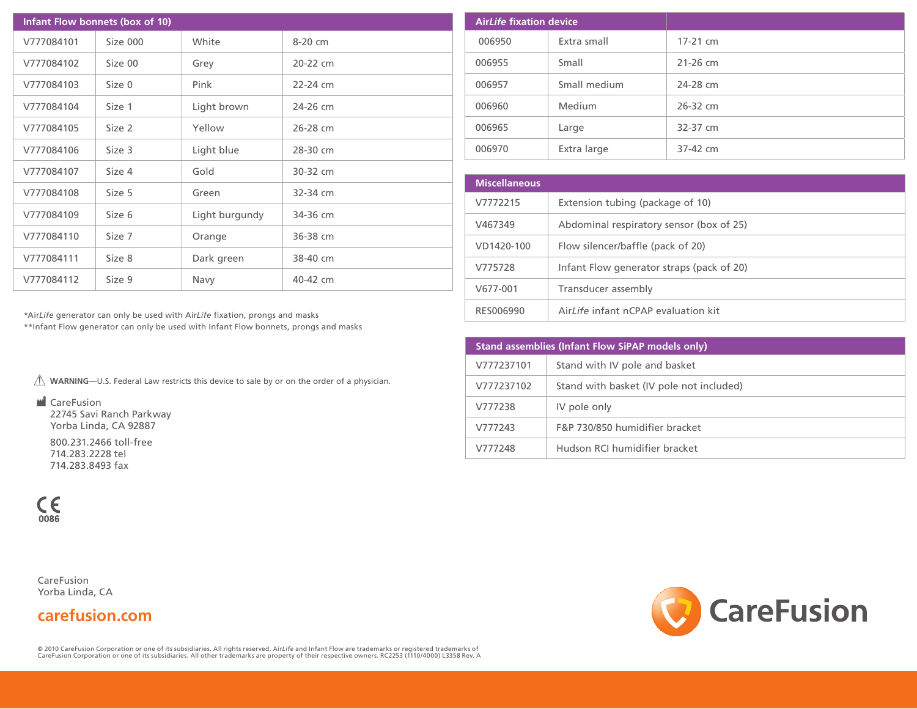| Infant Flow bonnets (box of 10) | | | |
|---|---|---|---|
| V777084101 | Size 000 | White | 8-20 cm |
| V777084102 | Size 00 | Grey | 20-22 cm |
| V777084103 | Size 0 | Pink | 22-24 cm |
| V777084104 | Size 1 | Light brown | 24-26 cm |
| V777084105 | Size 2 | Yellow | 26-28 cm |
| V777084106 | Size 3 | Light blue | 28-30 cm |
| V777084107 | Size 4 | Gold | 30-32 cm |
| V777084108 | Size 5 | Green | 32-34 cm |
| V777084109 | Size 6 | Light burgundy | 34-36 cm |
| V777084110 | Size 7 | Orange | 36-38 cm |
| V777084111 | Size 8 | Dark green | 38-40 cm |
| V777084112 | Size 9 | Navy | 40-42 cm |

*Air*Life* generator can only be used with Air*Life* fixation, prongs and masks
**Infant Flow generator can only be used with Infant Flow bonnets, prongs and masks

| Air*Life* fixation device | | |
|---|---|---|
| 006950 | Extra small | 17-21 cm |
| 006955 | Small | 21-26 cm |
| 006957 | Small medium | 24-28 cm |
| 006960 | Medium | 26-32 cm |
| 006965 | Large | 32-37 cm |
| 006970 | Extra large | 37-42 cm |

| Miscellaneous | |
|---|---|
| V7772215 | Extension tubing (package of 10) |
| V467349 | Abdominal respiratory sensor (box of 25) |
| VD1420-100 | Flow silencer/baffle (pack of 20) |
| V775728 | Infant Flow generator straps (pack of 20) |
| V677-001 | Transducer assembly |
| RES006990 | Air*Life* infant nCPAP evaluation kit |

| Stand assemblies (Infant Flow SiPAP models only) | |
|---|---|
| V777237101 | Stand with IV pole and basket |
| V777237102 | Stand with basket (IV pole not included) |
| V777238 | IV pole only |
| V777243 | F&P 730/850 humidifier bracket |
| V777248 | Hudson RCI humidifier bracket |

⚠ **WARNING**—U.S. Federal Law restricts this device to sale by or on the order of a physician.

CareFusion
22745 Savi Ranch Parkway
Yorba Linda, CA 92887

800.231.2466 toll-free
714.283.2228 tel
714.283.8493 fax

CE 0086

CareFusion
Yorba Linda, CA

**carefusion.com**

CareFusion

© 2010 CareFusion Corporation or one of its subsidiaries. All rights reserved. Air*Life* and Infant Flow are trademarks or registered trademarks of CareFusion Corporation or one of its subsidiaries. All other trademarks are property of their respective owners. RC2253 (1110/4000) L3358 Rev. A